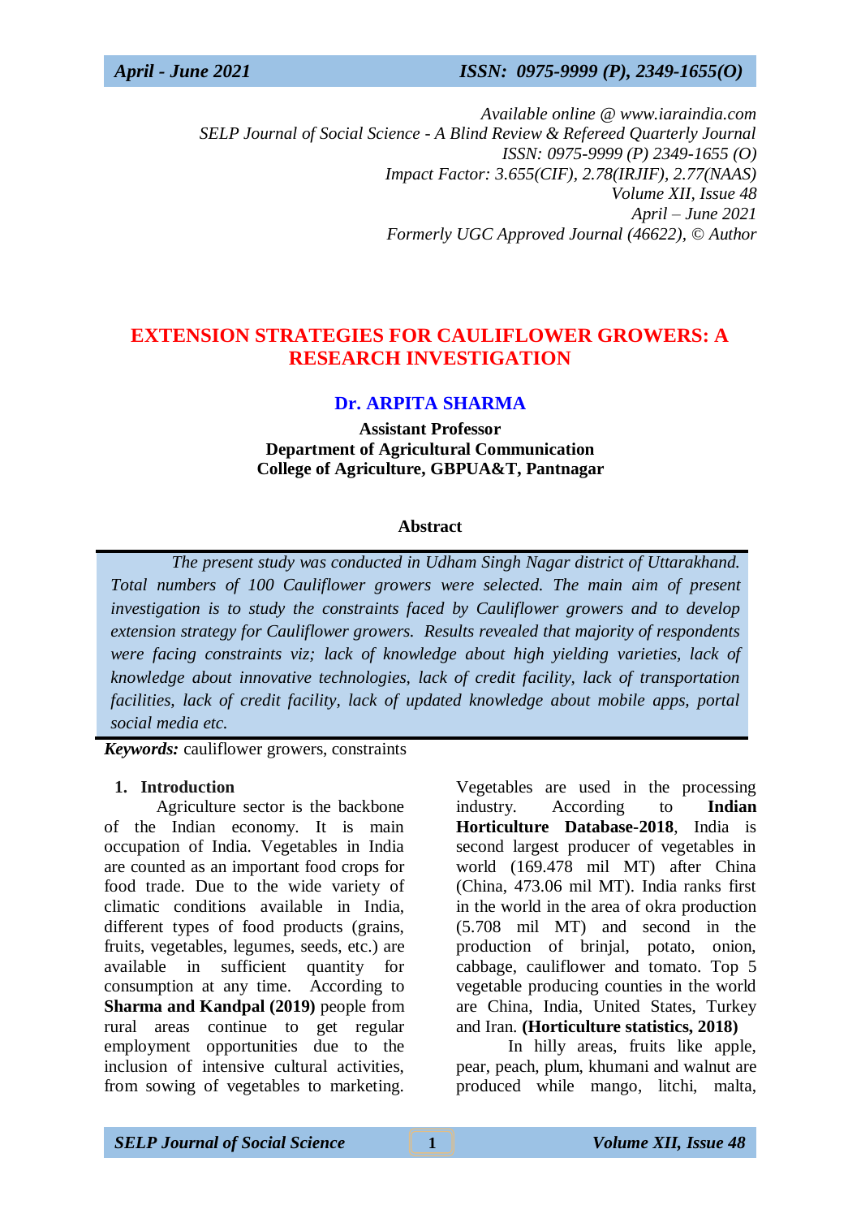Available online @ www.iaraindia.com
SELP Journal of Social Science - A Blind Review & Refereed Quarterly Journal
ISSN: 0975-9999 (P) 2349-1655 (O)
Impact Factor: 3.655(CIF), 2.78(IRJIF), 2.77(NAAS)
Volume XII, Issue 48
April – June 2021
Formerly UGC Approved Journal (46622), © Author

# EXTENSION STRATEGIES FOR CAULIFLOWER GROWERS: A RESEARCH INVESTIGATION

**Dr. ARPITA SHARMA**

**Assistant Professor**
**Department of Agricultural Communication**
**College of Agriculture, GBPUA&T, Pantnagar**

### Abstract

*The present study was conducted in Udham Singh Nagar district of Uttarakhand. Total numbers of 100 Cauliflower growers were selected. The main aim of present investigation is to study the constraints faced by Cauliflower growers and to develop extension strategy for Cauliflower growers. Results revealed that majority of respondents were facing constraints viz; lack of knowledge about high yielding varieties, lack of knowledge about innovative technologies, lack of credit facility, lack of transportation facilities, lack of credit facility, lack of updated knowledge about mobile apps, portal social media etc.*

***Keywords:*** cauliflower growers, constraints

## 1. Introduction

Agriculture sector is the backbone of the Indian economy. It is main occupation of India. Vegetables in India are counted as an important food crops for food trade. Due to the wide variety of climatic conditions available in India, different types of food products (grains, fruits, vegetables, legumes, seeds, etc.) are available in sufficient quantity for consumption at any time. According to **Sharma and Kandpal (2019)** people from rural areas continue to get regular employment opportunities due to the inclusion of intensive cultural activities, from sowing of vegetables to marketing. Vegetables are used in the processing industry. According to **Indian Horticulture Database-2018**, India is second largest producer of vegetables in world (169.478 mil MT) after China (China, 473.06 mil MT). India ranks first in the world in the area of okra production (5.708 mil MT) and second in the production of brinjal, potato, onion, cabbage, cauliflower and tomato. Top 5 vegetable producing counties in the world are China, India, United States, Turkey and Iran. **(Horticulture statistics, 2018)**

In hilly areas, fruits like apple, pear, peach, plum, khumani and walnut are produced while mango, litchi, malta,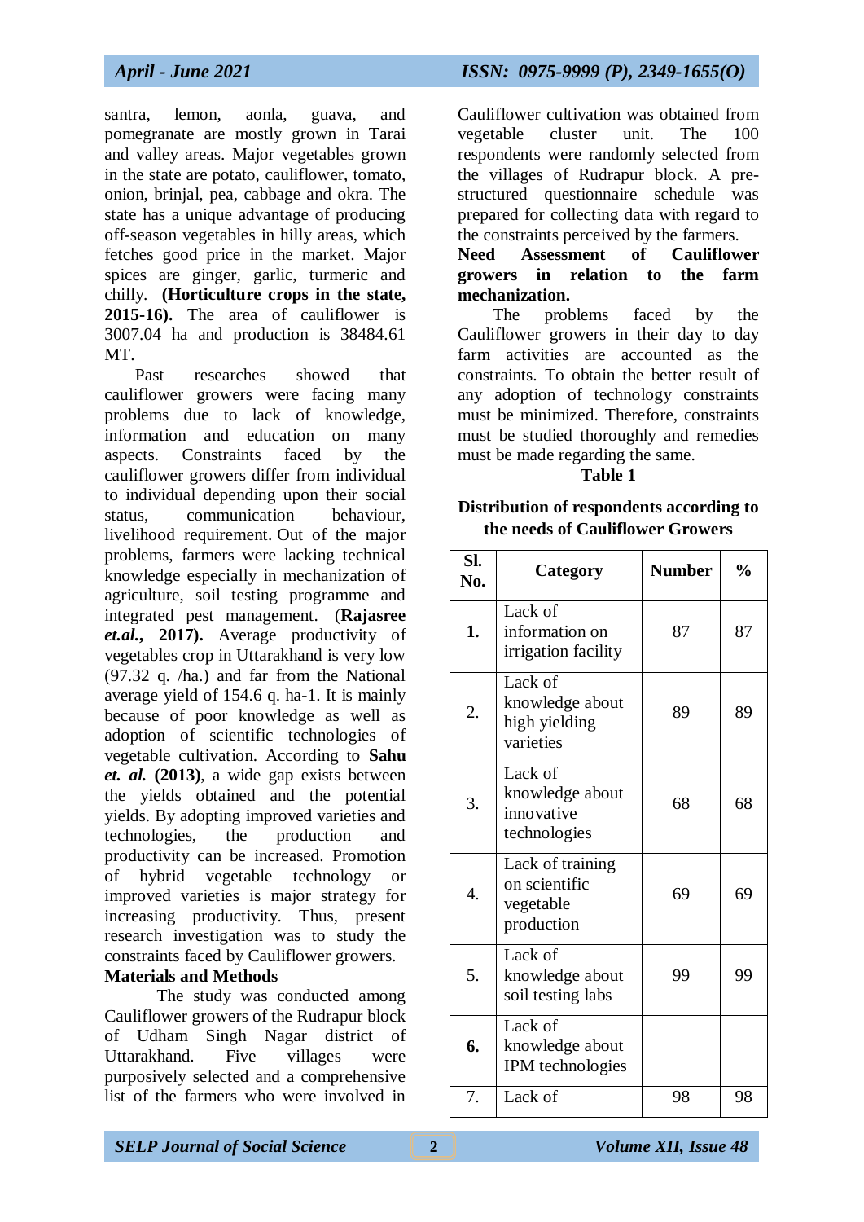santra, lemon, aonla, guava, and pomegranate are mostly grown in Tarai and valley areas. Major vegetables grown in the state are potato, cauliflower, tomato, onion, brinjal, pea, cabbage and okra. The state has a unique advantage of producing off-season vegetables in hilly areas, which fetches good price in the market. Major spices are ginger, garlic, turmeric and chilly. **(Horticulture crops in the state, 2015-16).** The area of cauliflower is 3007.04 ha and production is 38484.61 MT.

Past researches showed that cauliflower growers were facing many problems due to lack of knowledge, information and education on many aspects. Constraints faced by the cauliflower growers differ from individual to individual depending upon their social status, communication behaviour, livelihood requirement. Out of the major problems, farmers were lacking technical knowledge especially in mechanization of agriculture, soil testing programme and integrated pest management. (**Rajasree *et.al.*, 2017).** Average productivity of vegetables crop in Uttarakhand is very low (97.32 q. /ha.) and far from the National average yield of 154.6 q. ha-1. It is mainly because of poor knowledge as well as adoption of scientific technologies of vegetable cultivation. According to **Sahu *et. al.* (2013)**, a wide gap exists between the yields obtained and the potential yields. By adopting improved varieties and technologies, the production and productivity can be increased. Promotion of hybrid vegetable technology or improved varieties is major strategy for increasing productivity. Thus, present research investigation was to study the constraints faced by Cauliflower growers.

**Materials and Methods**

The study was conducted among Cauliflower growers of the Rudrapur block of Udham Singh Nagar district of Uttarakhand. Five villages were purposively selected and a comprehensive list of the farmers who were involved in Cauliflower cultivation was obtained from vegetable cluster unit. The 100 respondents were randomly selected from the villages of Rudrapur block. A pre-structured questionnaire schedule was prepared for collecting data with regard to the constraints perceived by the farmers.

**Need Assessment of Cauliflower growers in relation to the farm mechanization.**

The problems faced by the Cauliflower growers in their day to day farm activities are accounted as the constraints. To obtain the better result of any adoption of technology constraints must be minimized. Therefore, constraints must be studied thoroughly and remedies must be made regarding the same.

**Table 1**

**Distribution of respondents according to the needs of Cauliflower Growers**

| Sl. No. | Category | Number | % |
|---|---|---|---|
| **1.** | Lack of information on irrigation facility | 87 | 87 |
| 2. | Lack of knowledge about high yielding varieties | 89 | 89 |
| 3. | Lack of knowledge about innovative technologies | 68 | 68 |
| 4. | Lack of training on scientific vegetable production | 69 | 69 |
| 5. | Lack of knowledge about soil testing labs | 99 | 99 |
| **6.** | Lack of knowledge about IPM technologies | | |
| 7. | Lack of | 98 | 98 |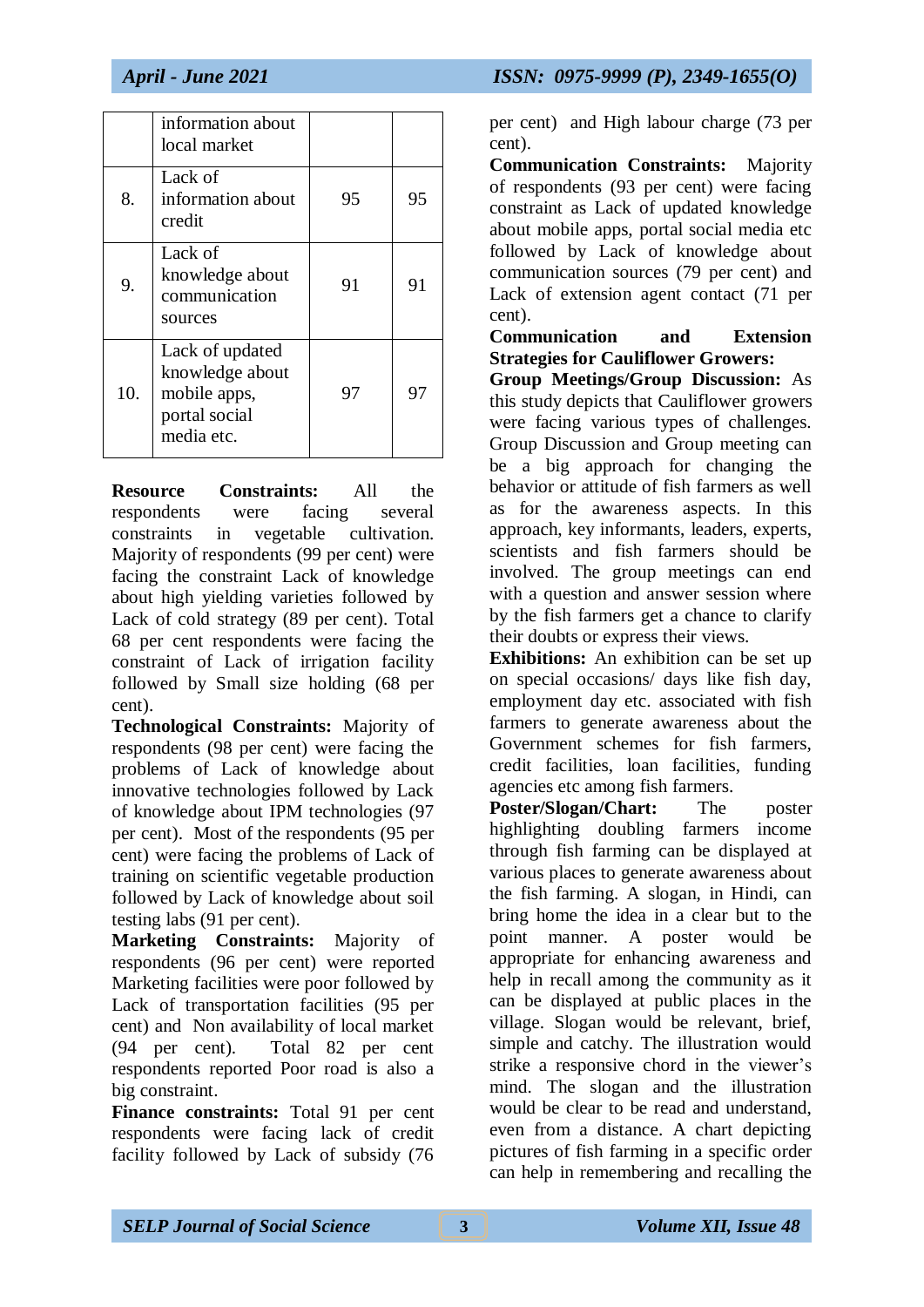|  | information about local market |  |  |
|---|---|---|---|
| 8. | Lack of information about credit | 95 | 95 |
| 9. | Lack of knowledge about communication sources | 91 | 91 |
| 10. | Lack of updated knowledge about mobile apps, portal social media etc. | 97 | 97 |

**Resource Constraints:** All the respondents were facing several constraints in vegetable cultivation. Majority of respondents (99 per cent) were facing the constraint Lack of knowledge about high yielding varieties followed by Lack of cold strategy (89 per cent). Total 68 per cent respondents were facing the constraint of Lack of irrigation facility followed by Small size holding (68 per cent).

**Technological Constraints:** Majority of respondents (98 per cent) were facing the problems of Lack of knowledge about innovative technologies followed by Lack of knowledge about IPM technologies (97 per cent). Most of the respondents (95 per cent) were facing the problems of Lack of training on scientific vegetable production followed by Lack of knowledge about soil testing labs (91 per cent).

**Marketing Constraints:** Majority of respondents (96 per cent) were reported Marketing facilities were poor followed by Lack of transportation facilities (95 per cent) and Non availability of local market (94 per cent). Total 82 per cent respondents reported Poor road is also a big constraint.

**Finance constraints:** Total 91 per cent respondents were facing lack of credit facility followed by Lack of subsidy (76 per cent) and High labour charge (73 per cent).

**Communication Constraints:** Majority of respondents (93 per cent) were facing constraint as Lack of updated knowledge about mobile apps, portal social media etc followed by Lack of knowledge about communication sources (79 per cent) and Lack of extension agent contact (71 per cent).

**Communication and Extension Strategies for Cauliflower Growers:**

**Group Meetings/Group Discussion:** As this study depicts that Cauliflower growers were facing various types of challenges. Group Discussion and Group meeting can be a big approach for changing the behavior or attitude of fish farmers as well as for the awareness aspects. In this approach, key informants, leaders, experts, scientists and fish farmers should be involved. The group meetings can end with a question and answer session where by the fish farmers get a chance to clarify their doubts or express their views.

**Exhibitions:** An exhibition can be set up on special occasions/ days like fish day, employment day etc. associated with fish farmers to generate awareness about the Government schemes for fish farmers, credit facilities, loan facilities, funding agencies etc among fish farmers.

**Poster/Slogan/Chart:** The poster highlighting doubling farmers income through fish farming can be displayed at various places to generate awareness about the fish farming. A slogan, in Hindi, can bring home the idea in a clear but to the point manner. A poster would be appropriate for enhancing awareness and help in recall among the community as it can be displayed at public places in the village. Slogan would be relevant, brief, simple and catchy. The illustration would strike a responsive chord in the viewer's mind. The slogan and the illustration would be clear to be read and understand, even from a distance. A chart depicting pictures of fish farming in a specific order can help in remembering and recalling the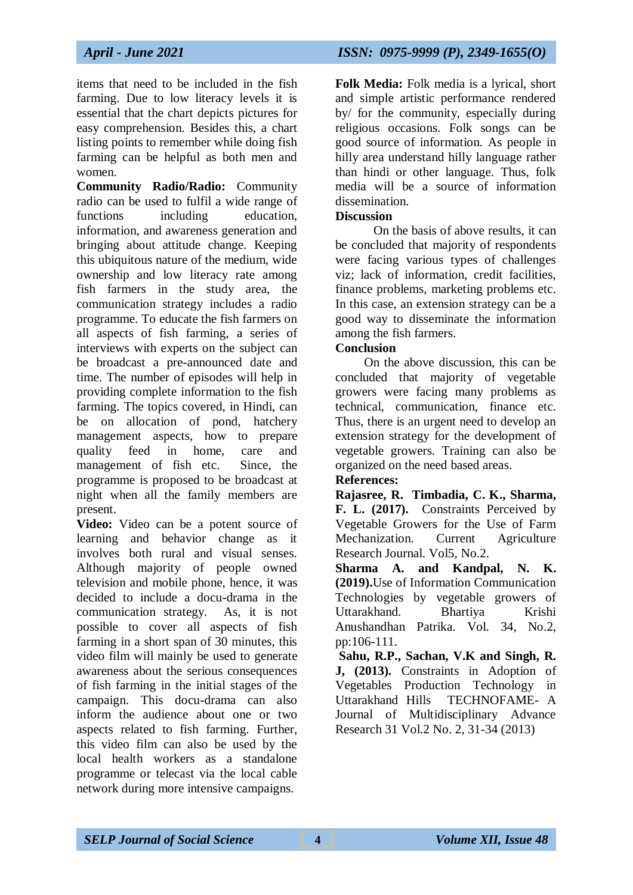items that need to be included in the fish farming. Due to low literacy levels it is essential that the chart depicts pictures for easy comprehension. Besides this, a chart listing points to remember while doing fish farming can be helpful as both men and women.

**Community Radio/Radio:** Community radio can be used to fulfil a wide range of functions including education, information, and awareness generation and bringing about attitude change. Keeping this ubiquitous nature of the medium, wide ownership and low literacy rate among fish farmers in the study area, the communication strategy includes a radio programme. To educate the fish farmers on all aspects of fish farming, a series of interviews with experts on the subject can be broadcast a pre-announced date and time. The number of episodes will help in providing complete information to the fish farming. The topics covered, in Hindi, can be on allocation of pond, hatchery management aspects, how to prepare quality feed in home, care and management of fish etc. Since, the programme is proposed to be broadcast at night when all the family members are present.

**Video:** Video can be a potent source of learning and behavior change as it involves both rural and visual senses. Although majority of people owned television and mobile phone, hence, it was decided to include a docu-drama in the communication strategy. As, it is not possible to cover all aspects of fish farming in a short span of 30 minutes, this video film will mainly be used to generate awareness about the serious consequences of fish farming in the initial stages of the campaign. This docu-drama can also inform the audience about one or two aspects related to fish farming. Further, this video film can also be used by the local health workers as a standalone programme or telecast via the local cable network during more intensive campaigns.

**Folk Media:** Folk media is a lyrical, short and simple artistic performance rendered by/ for the community, especially during religious occasions. Folk songs can be good source of information. As people in hilly area understand hilly language rather than hindi or other language. Thus, folk media will be a source of information dissemination.

## Discussion

On the basis of above results, it can be concluded that majority of respondents were facing various types of challenges viz; lack of information, credit facilities, finance problems, marketing problems etc. In this case, an extension strategy can be a good way to disseminate the information among the fish farmers.

## Conclusion

On the above discussion, this can be concluded that majority of vegetable growers were facing many problems as technical, communication, finance etc. Thus, there is an urgent need to develop an extension strategy for the development of vegetable growers. Training can also be organized on the need based areas.

## References:

**Rajasree, R. Timbadia, C. K., Sharma, F. L. (2017).** Constraints Perceived by Vegetable Growers for the Use of Farm Mechanization. Current Agriculture Research Journal. Vol5, No.2.

**Sharma A. and Kandpal, N. K. (2019).**Use of Information Communication Technologies by vegetable growers of Uttarakhand. Bhartiya Krishi Anushandhan Patrika. Vol. 34, No.2, pp:106-111.

**Sahu, R.P., Sachan, V.K and Singh, R. J, (2013).** Constraints in Adoption of Vegetables Production Technology in Uttarakhand Hills TECHNOFAME- A Journal of Multidisciplinary Advance Research 31 Vol.2 No. 2, 31-34 (2013)